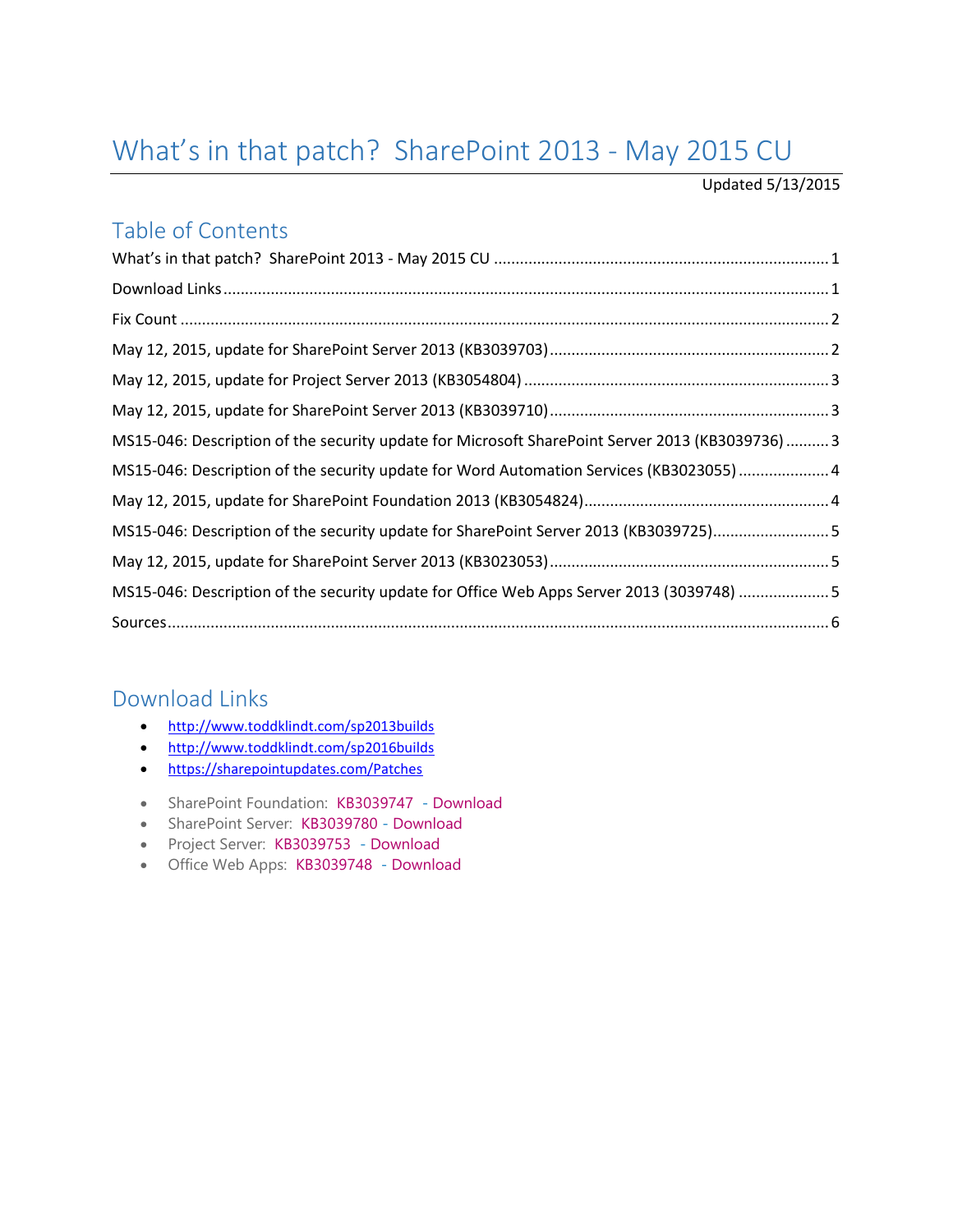# What's in that patch? SharePoint 2013 - May 2015 CU

Updated 5/13/2015

## Table of Contents

What's in that patch? SharePoint 2013 - May 2015 CU ............ 1

Download Links ............ 1

Fix Count ............ 2

May 12, 2015, update for SharePoint Server 2013 (KB3039703) ............ 2

May 12, 2015, update for Project Server 2013 (KB3054804) ............ 3

May 12, 2015, update for SharePoint Server 2013 (KB3039710) ............ 3

MS15-046: Description of the security update for Microsoft SharePoint Server 2013 (KB3039736) ............ 3

MS15-046: Description of the security update for Word Automation Services (KB3023055) ............ 4

May 12, 2015, update for SharePoint Foundation 2013 (KB3054824) ............ 4

MS15-046: Description of the security update for SharePoint Server 2013 (KB3039725) ............ 5

May 12, 2015, update for SharePoint Server 2013 (KB3023053) ............ 5

MS15-046: Description of the security update for Office Web Apps Server 2013 (3039748) ............ 5

Sources ............ 6

## Download Links

- http://www.toddklindt.com/sp2013builds
- http://www.toddklindt.com/sp2016builds
- https://sharepointupdates.com/Patches

- SharePoint Foundation: KB3039747 - Download
- SharePoint Server: KB3039780 - Download
- Project Server: KB3039753 - Download
- Office Web Apps: KB3039748 - Download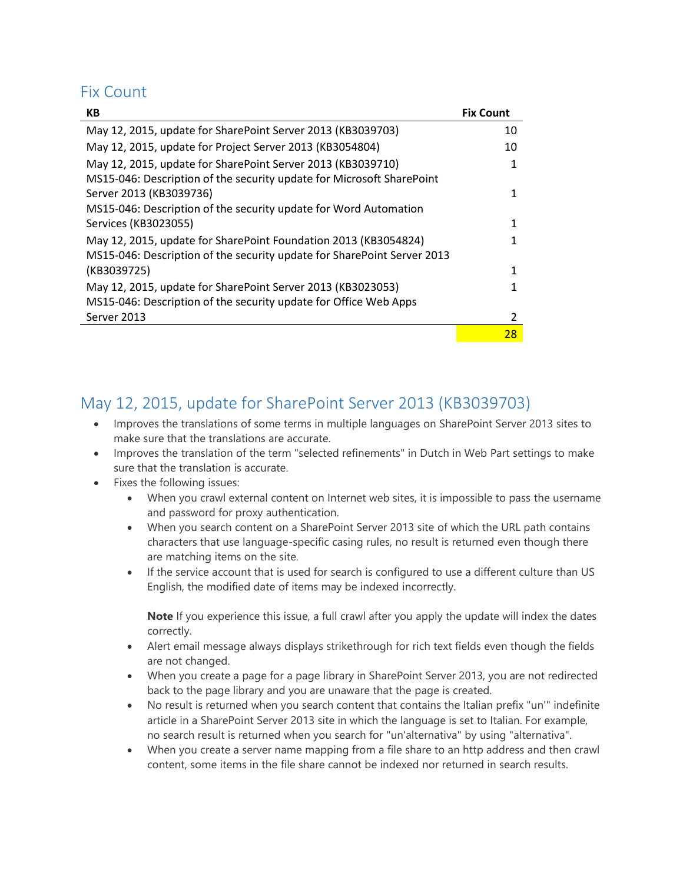## Fix Count

| KB | Fix Count |
| --- | --- |
| May 12, 2015, update for SharePoint Server 2013 (KB3039703) | 10 |
| May 12, 2015, update for Project Server 2013 (KB3054804) | 10 |
| May 12, 2015, update for SharePoint Server 2013 (KB3039710) | 1 |
| MS15-046: Description of the security update for Microsoft SharePoint Server 2013 (KB3039736) | 1 |
| MS15-046: Description of the security update for Word Automation Services (KB3023055) | 1 |
| May 12, 2015, update for SharePoint Foundation 2013 (KB3054824) | 1 |
| MS15-046: Description of the security update for SharePoint Server 2013 (KB3039725) | 1 |
| May 12, 2015, update for SharePoint Server 2013 (KB3023053) | 1 |
| MS15-046: Description of the security update for Office Web Apps Server 2013 | 2 |
| | 28 |

## May 12, 2015, update for SharePoint Server 2013 (KB3039703)

- Improves the translations of some terms in multiple languages on SharePoint Server 2013 sites to make sure that the translations are accurate.
- Improves the translation of the term "selected refinements" in Dutch in Web Part settings to make sure that the translation is accurate.
- Fixes the following issues:
  - When you crawl external content on Internet web sites, it is impossible to pass the username and password for proxy authentication.
  - When you search content on a SharePoint Server 2013 site of which the URL path contains characters that use language-specific casing rules, no result is returned even though there are matching items on the site.
  - If the service account that is used for search is configured to use a different culture than US English, the modified date of items may be indexed incorrectly.

    **Note** If you experience this issue, a full crawl after you apply the update will index the dates correctly.
  - Alert email message always displays strikethrough for rich text fields even though the fields are not changed.
  - When you create a page for a page library in SharePoint Server 2013, you are not redirected back to the page library and you are unaware that the page is created.
  - No result is returned when you search content that contains the Italian prefix "un'" indefinite article in a SharePoint Server 2013 site in which the language is set to Italian. For example, no search result is returned when you search for "un'alternativa" by using "alternativa".
  - When you create a server name mapping from a file share to an http address and then crawl content, some items in the file share cannot be indexed nor returned in search results.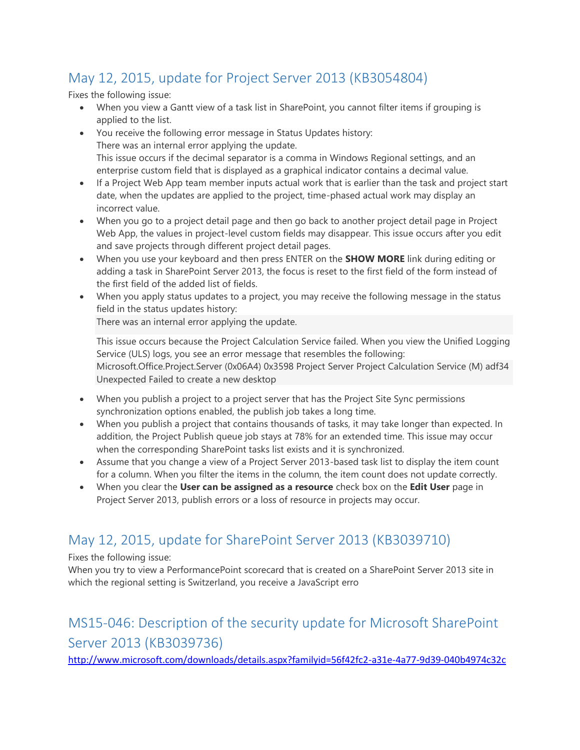## May 12, 2015, update for Project Server 2013 (KB3054804)

Fixes the following issue:

- When you view a Gantt view of a task list in SharePoint, you cannot filter items if grouping is applied to the list.
- You receive the following error message in Status Updates history:
  There was an internal error applying the update.
  This issue occurs if the decimal separator is a comma in Windows Regional settings, and an enterprise custom field that is displayed as a graphical indicator contains a decimal value.
- If a Project Web App team member inputs actual work that is earlier than the task and project start date, when the updates are applied to the project, time-phased actual work may display an incorrect value.
- When you go to a project detail page and then go back to another project detail page in Project Web App, the values in project-level custom fields may disappear. This issue occurs after you edit and save projects through different project detail pages.
- When you use your keyboard and then press ENTER on the **SHOW MORE** link during editing or adding a task in SharePoint Server 2013, the focus is reset to the first field of the form instead of the first field of the added list of fields.
- When you apply status updates to a project, you may receive the following message in the status field in the status updates history:

  ```
  There was an internal error applying the update.
  ```

  This issue occurs because the Project Calculation Service failed. When you view the Unified Logging Service (ULS) logs, you see an error message that resembles the following:

  ```
  Microsoft.Office.Project.Server (0x06A4) 0x3598 Project Server Project Calculation Service (M) adf34 Unexpected Failed to create a new desktop
  ```

- When you publish a project to a project server that has the Project Site Sync permissions synchronization options enabled, the publish job takes a long time.
- When you publish a project that contains thousands of tasks, it may take longer than expected. In addition, the Project Publish queue job stays at 78% for an extended time. This issue may occur when the corresponding SharePoint tasks list exists and it is synchronized.
- Assume that you change a view of a Project Server 2013-based task list to display the item count for a column. When you filter the items in the column, the item count does not update correctly.
- When you clear the **User can be assigned as a resource** check box on the **Edit User** page in Project Server 2013, publish errors or a loss of resource in projects may occur.

## May 12, 2015, update for SharePoint Server 2013 (KB3039710)

Fixes the following issue:
When you try to view a PerformancePoint scorecard that is created on a SharePoint Server 2013 site in which the regional setting is Switzerland, you receive a JavaScript erro

## MS15-046: Description of the security update for Microsoft SharePoint Server 2013 (KB3039736)

http://www.microsoft.com/downloads/details.aspx?familyid=56f42fc2-a31e-4a77-9d39-040b4974c32c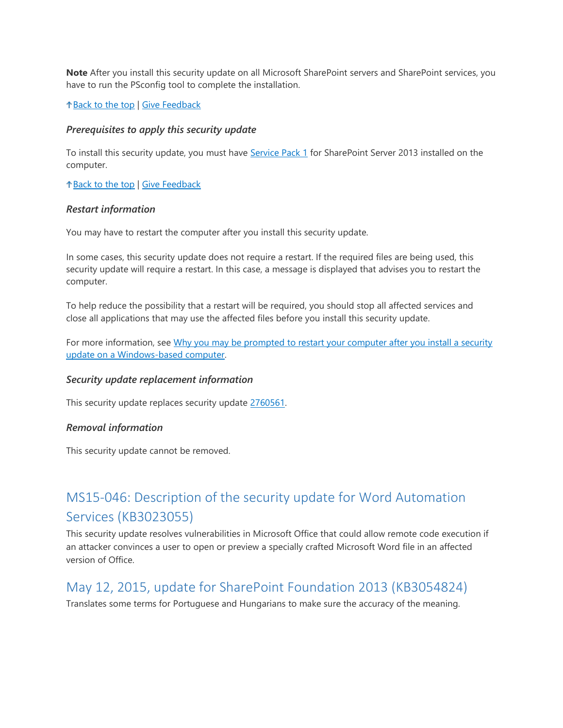**Note** After you install this security update on all Microsoft SharePoint servers and SharePoint services, you have to run the PSconfig tool to complete the installation.

↑Back to the top | Give Feedback

### *Prerequisites to apply this security update*

To install this security update, you must have Service Pack 1 for SharePoint Server 2013 installed on the computer.

↑Back to the top | Give Feedback

### *Restart information*

You may have to restart the computer after you install this security update.

In some cases, this security update does not require a restart. If the required files are being used, this security update will require a restart. In this case, a message is displayed that advises you to restart the computer.

To help reduce the possibility that a restart will be required, you should stop all affected services and close all applications that may use the affected files before you install this security update.

For more information, see Why you may be prompted to restart your computer after you install a security update on a Windows-based computer.

### *Security update replacement information*

This security update replaces security update 2760561.

### *Removal information*

This security update cannot be removed.

## MS15-046: Description of the security update for Word Automation Services (KB3023055)

This security update resolves vulnerabilities in Microsoft Office that could allow remote code execution if an attacker convinces a user to open or preview a specially crafted Microsoft Word file in an affected version of Office.

## May 12, 2015, update for SharePoint Foundation 2013 (KB3054824)

Translates some terms for Portuguese and Hungarians to make sure the accuracy of the meaning.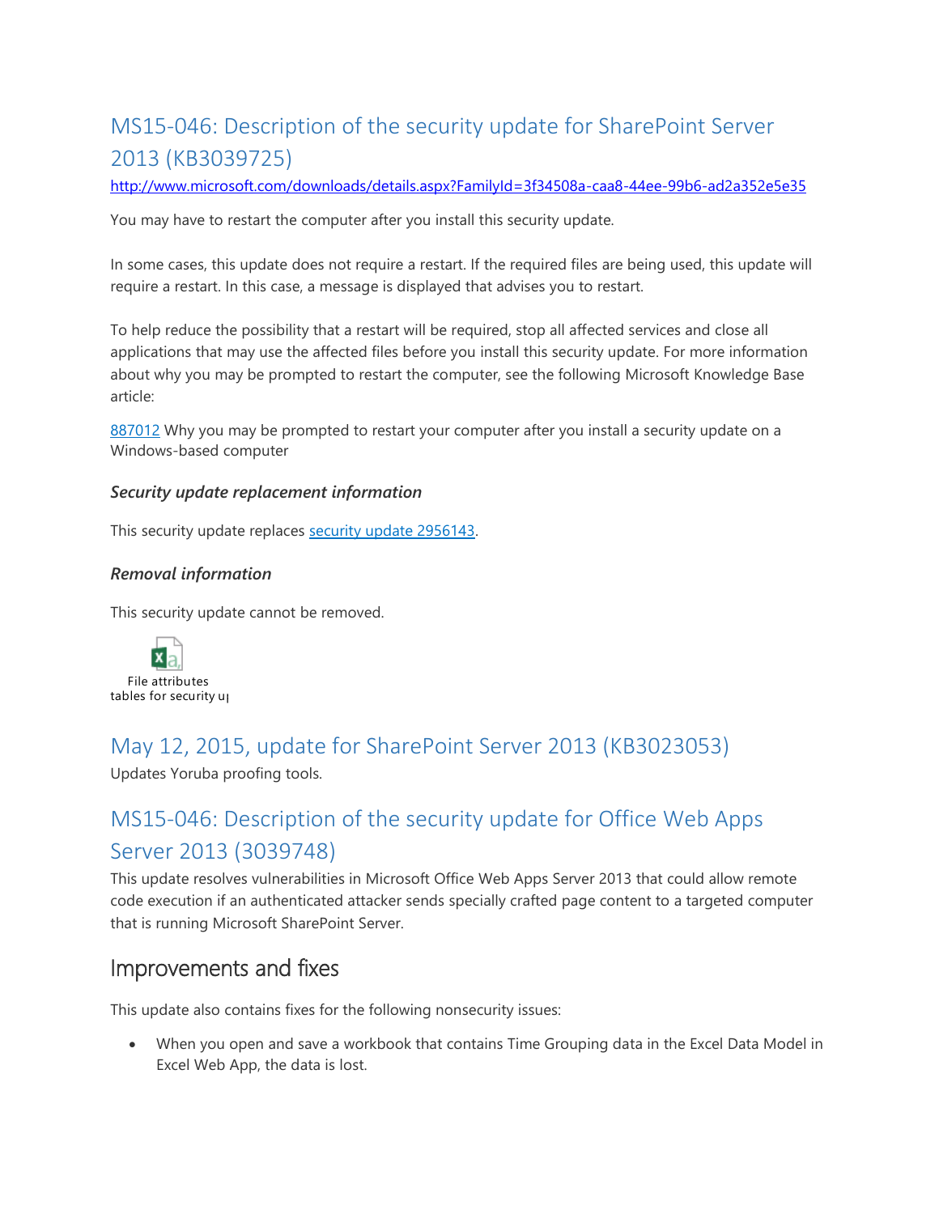## MS15-046: Description of the security update for SharePoint Server 2013 (KB3039725)

http://www.microsoft.com/downloads/details.aspx?FamilyId=3f34508a-caa8-44ee-99b6-ad2a352e5e35

You may have to restart the computer after you install this security update.

In some cases, this update does not require a restart. If the required files are being used, this update will require a restart. In this case, a message is displayed that advises you to restart.

To help reduce the possibility that a restart will be required, stop all affected services and close all applications that may use the affected files before you install this security update. For more information about why you may be prompted to restart the computer, see the following Microsoft Knowledge Base article:

887012 Why you may be prompted to restart your computer after you install a security update on a Windows-based computer

### *Security update replacement information*

This security update replaces security update 2956143.

### *Removal information*

This security update cannot be removed.

File attributes tables for security u

## May 12, 2015, update for SharePoint Server 2013 (KB3023053)

Updates Yoruba proofing tools.

## MS15-046: Description of the security update for Office Web Apps Server 2013 (3039748)

This update resolves vulnerabilities in Microsoft Office Web Apps Server 2013 that could allow remote code execution if an authenticated attacker sends specially crafted page content to a targeted computer that is running Microsoft SharePoint Server.

## Improvements and fixes

This update also contains fixes for the following nonsecurity issues:

- When you open and save a workbook that contains Time Grouping data in the Excel Data Model in Excel Web App, the data is lost.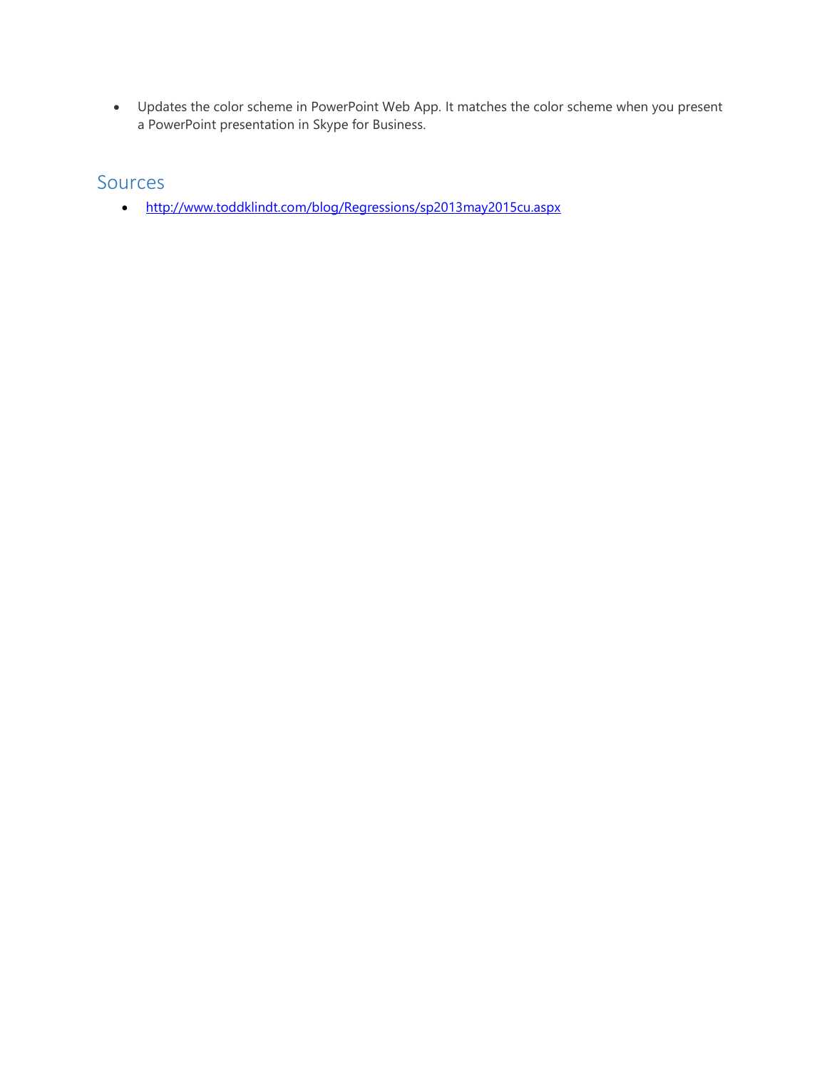- Updates the color scheme in PowerPoint Web App. It matches the color scheme when you present a PowerPoint presentation in Skype for Business.

## Sources

- http://www.toddklindt.com/blog/Regressions/sp2013may2015cu.aspx